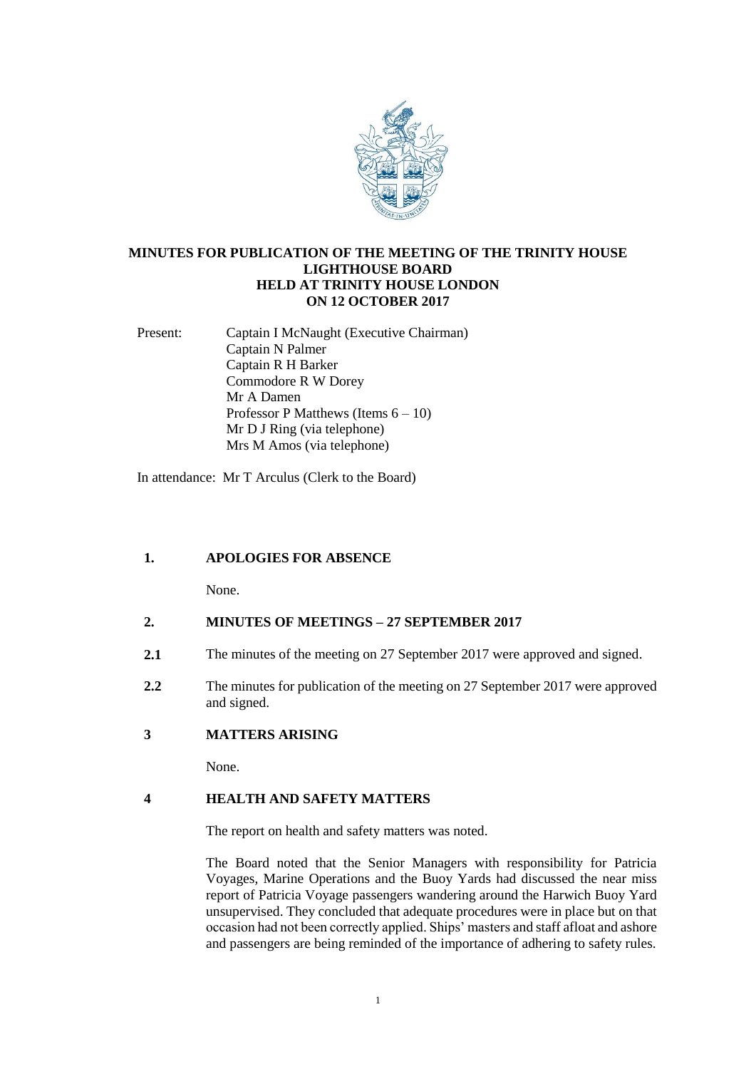# MINUTES FOR PUBLICATION OF THE MEETING OF THE TRINITY HOUSE LIGHTHOUSE BOARD HELD AT TRINITY HOUSE LONDON ON 12 OCTOBER 2017

Present:
- Captain I McNaught (Executive Chairman)
- Captain N Palmer
- Captain R H Barker
- Commodore R W Dorey
- Mr A Damen
- Professor P Matthews (Items 6 – 10)
- Mr D J Ring (via telephone)
- Mrs M Amos (via telephone)

In attendance: Mr T Arculus (Clerk to the Board)

## 1. APOLOGIES FOR ABSENCE

None.

## 2. MINUTES OF MEETINGS – 27 SEPTEMBER 2017

**2.1** The minutes of the meeting on 27 September 2017 were approved and signed.

**2.2** The minutes for publication of the meeting on 27 September 2017 were approved and signed.

## 3 MATTERS ARISING

None.

## 4 HEALTH AND SAFETY MATTERS

The report on health and safety matters was noted.

The Board noted that the Senior Managers with responsibility for Patricia Voyages, Marine Operations and the Buoy Yards had discussed the near miss report of Patricia Voyage passengers wandering around the Harwich Buoy Yard unsupervised. They concluded that adequate procedures were in place but on that occasion had not been correctly applied. Ships' masters and staff afloat and ashore and passengers are being reminded of the importance of adhering to safety rules.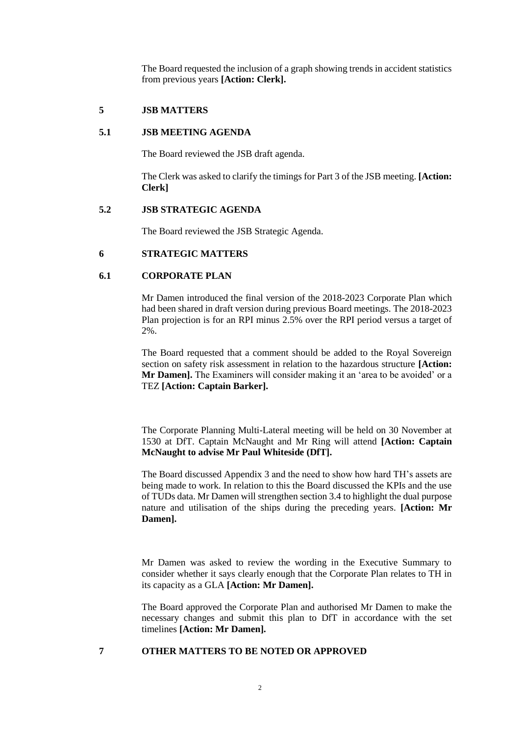The Board requested the inclusion of a graph showing trends in accident statistics from previous years **[Action: Clerk].**

## 5 JSB MATTERS

### 5.1 JSB MEETING AGENDA

The Board reviewed the JSB draft agenda.

The Clerk was asked to clarify the timings for Part 3 of the JSB meeting. **[Action: Clerk]**

### 5.2 JSB STRATEGIC AGENDA

The Board reviewed the JSB Strategic Agenda.

## 6 STRATEGIC MATTERS

### 6.1 CORPORATE PLAN

Mr Damen introduced the final version of the 2018-2023 Corporate Plan which had been shared in draft version during previous Board meetings. The 2018-2023 Plan projection is for an RPI minus 2.5% over the RPI period versus a target of 2%.

The Board requested that a comment should be added to the Royal Sovereign section on safety risk assessment in relation to the hazardous structure **[Action: Mr Damen].** The Examiners will consider making it an 'area to be avoided' or a TEZ **[Action: Captain Barker].**

The Corporate Planning Multi-Lateral meeting will be held on 30 November at 1530 at DfT. Captain McNaught and Mr Ring will attend **[Action: Captain McNaught to advise Mr Paul Whiteside (DfT].**

The Board discussed Appendix 3 and the need to show how hard TH's assets are being made to work. In relation to this the Board discussed the KPIs and the use of TUDs data. Mr Damen will strengthen section 3.4 to highlight the dual purpose nature and utilisation of the ships during the preceding years. **[Action: Mr Damen].**

Mr Damen was asked to review the wording in the Executive Summary to consider whether it says clearly enough that the Corporate Plan relates to TH in its capacity as a GLA **[Action: Mr Damen].**

The Board approved the Corporate Plan and authorised Mr Damen to make the necessary changes and submit this plan to DfT in accordance with the set timelines **[Action: Mr Damen].**

## 7 OTHER MATTERS TO BE NOTED OR APPROVED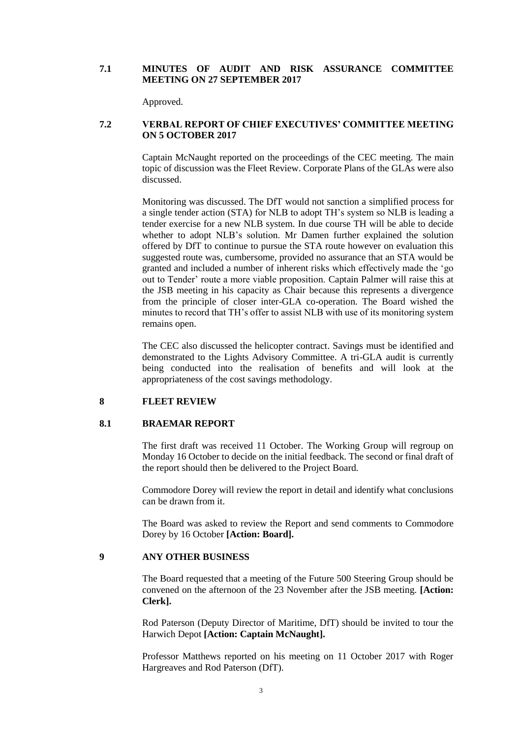## 7.1 MINUTES OF AUDIT AND RISK ASSURANCE COMMITTEE MEETING ON 27 SEPTEMBER 2017

Approved.

## 7.2 VERBAL REPORT OF CHIEF EXECUTIVES' COMMITTEE MEETING ON 5 OCTOBER 2017

Captain McNaught reported on the proceedings of the CEC meeting. The main topic of discussion was the Fleet Review. Corporate Plans of the GLAs were also discussed.

Monitoring was discussed. The DfT would not sanction a simplified process for a single tender action (STA) for NLB to adopt TH's system so NLB is leading a tender exercise for a new NLB system. In due course TH will be able to decide whether to adopt NLB's solution. Mr Damen further explained the solution offered by DfT to continue to pursue the STA route however on evaluation this suggested route was, cumbersome, provided no assurance that an STA would be granted and included a number of inherent risks which effectively made the 'go out to Tender' route a more viable proposition. Captain Palmer will raise this at the JSB meeting in his capacity as Chair because this represents a divergence from the principle of closer inter-GLA co-operation. The Board wished the minutes to record that TH's offer to assist NLB with use of its monitoring system remains open.

The CEC also discussed the helicopter contract. Savings must be identified and demonstrated to the Lights Advisory Committee. A tri-GLA audit is currently being conducted into the realisation of benefits and will look at the appropriateness of the cost savings methodology.

# 8 FLEET REVIEW

## 8.1 BRAEMAR REPORT

The first draft was received 11 October. The Working Group will regroup on Monday 16 October to decide on the initial feedback. The second or final draft of the report should then be delivered to the Project Board.

Commodore Dorey will review the report in detail and identify what conclusions can be drawn from it.

The Board was asked to review the Report and send comments to Commodore Dorey by 16 October **[Action: Board].**

# 9 ANY OTHER BUSINESS

The Board requested that a meeting of the Future 500 Steering Group should be convened on the afternoon of the 23 November after the JSB meeting. **[Action: Clerk].**

Rod Paterson (Deputy Director of Maritime, DfT) should be invited to tour the Harwich Depot **[Action: Captain McNaught].**

Professor Matthews reported on his meeting on 11 October 2017 with Roger Hargreaves and Rod Paterson (DfT).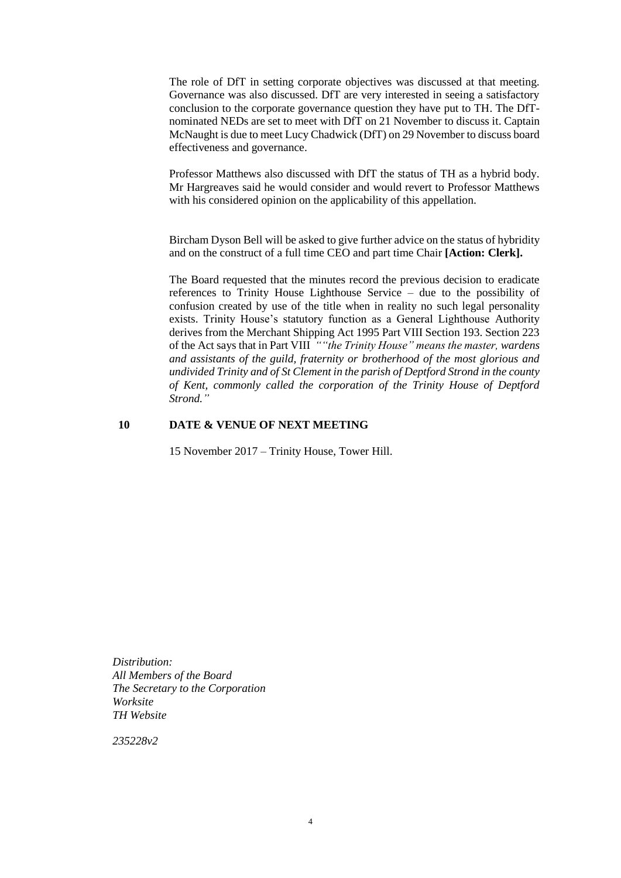The role of DfT in setting corporate objectives was discussed at that meeting. Governance was also discussed. DfT are very interested in seeing a satisfactory conclusion to the corporate governance question they have put to TH. The DfT-nominated NEDs are set to meet with DfT on 21 November to discuss it. Captain McNaught is due to meet Lucy Chadwick (DfT) on 29 November to discuss board effectiveness and governance.

Professor Matthews also discussed with DfT the status of TH as a hybrid body. Mr Hargreaves said he would consider and would revert to Professor Matthews with his considered opinion on the applicability of this appellation.

Bircham Dyson Bell will be asked to give further advice on the status of hybridity and on the construct of a full time CEO and part time Chair **[Action: Clerk].**

The Board requested that the minutes record the previous decision to eradicate references to Trinity House Lighthouse Service – due to the possibility of confusion created by use of the title when in reality no such legal personality exists. Trinity House's statutory function as a General Lighthouse Authority derives from the Merchant Shipping Act 1995 Part VIII Section 193. Section 223 of the Act says that in Part VIII *""the Trinity House" means the master, wardens and assistants of the guild, fraternity or brotherhood of the most glorious and undivided Trinity and of St Clement in the parish of Deptford Strond in the county of Kent, commonly called the corporation of the Trinity House of Deptford Strond."*

## 10 DATE & VENUE OF NEXT MEETING

15 November 2017 – Trinity House, Tower Hill.

*Distribution:*
*All Members of the Board*
*The Secretary to the Corporation*
*Worksite*
*TH Website*

*235228v2*